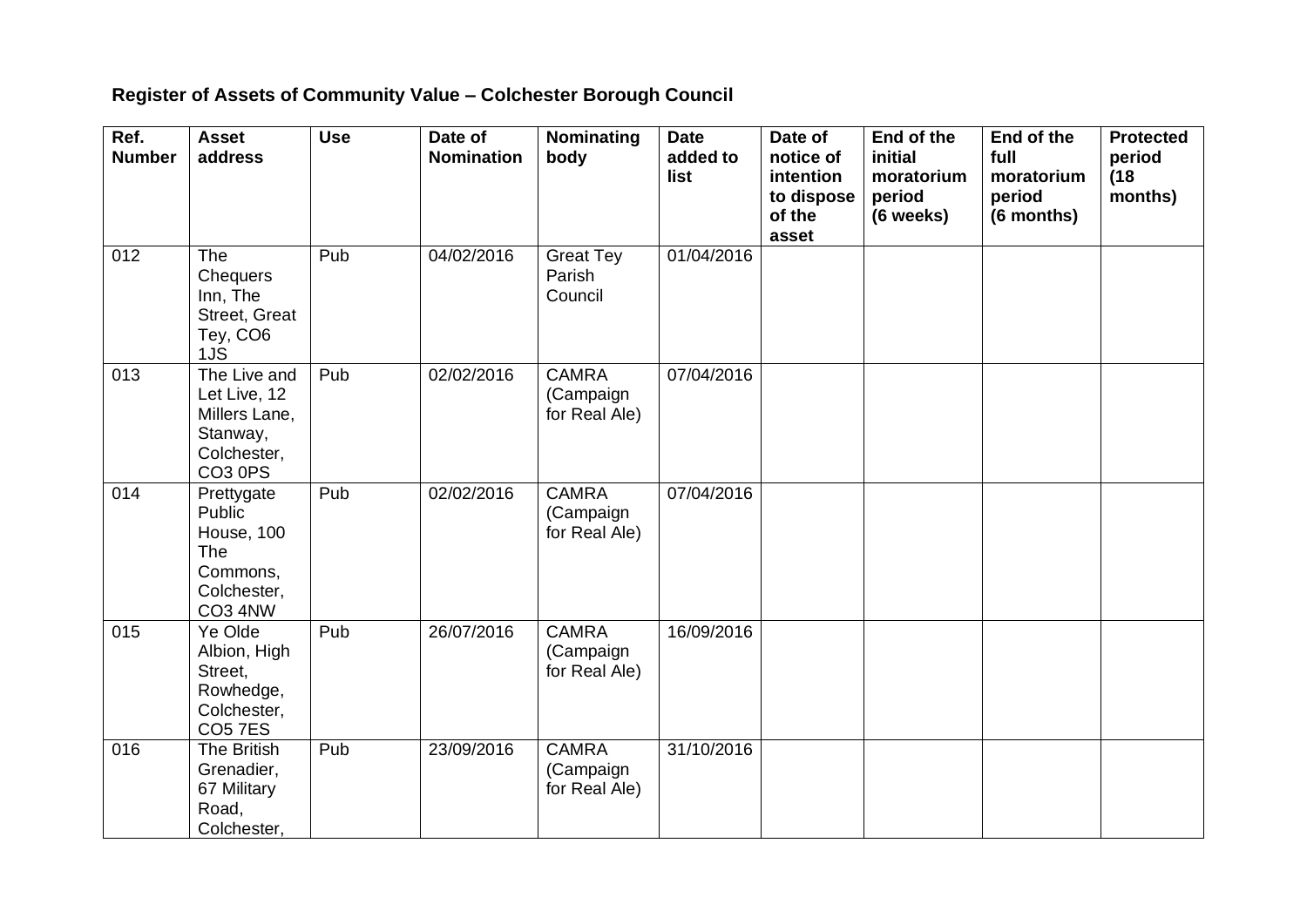**Register of Assets of Community Value – Colchester Borough Council**

| Ref. Number | Asset address | Use | Date of Nomination | Nominating body | Date added to list | Date of notice of intention to dispose of the asset | End of the initial moratorium period (6 weeks) | End of the full moratorium period (6 months) | Protected period (18 months) |
|---|---|---|---|---|---|---|---|---|---|
| 012 | The Chequers Inn, The Street, Great Tey, CO6 1JS | Pub | 04/02/2016 | Great Tey Parish Council | 01/04/2016 | | | | |
| 013 | The Live and Let Live, 12 Millers Lane, Stanway, Colchester, CO3 0PS | Pub | 02/02/2016 | CAMRA (Campaign for Real Ale) | 07/04/2016 | | | | |
| 014 | Prettygate Public House, 100 The Commons, Colchester, CO3 4NW | Pub | 02/02/2016 | CAMRA (Campaign for Real Ale) | 07/04/2016 | | | | |
| 015 | Ye Olde Albion, High Street, Rowhedge, Colchester, CO5 7ES | Pub | 26/07/2016 | CAMRA (Campaign for Real Ale) | 16/09/2016 | | | | |
| 016 | The British Grenadier, 67 Military Road, Colchester, | Pub | 23/09/2016 | CAMRA (Campaign for Real Ale) | 31/10/2016 | | | | |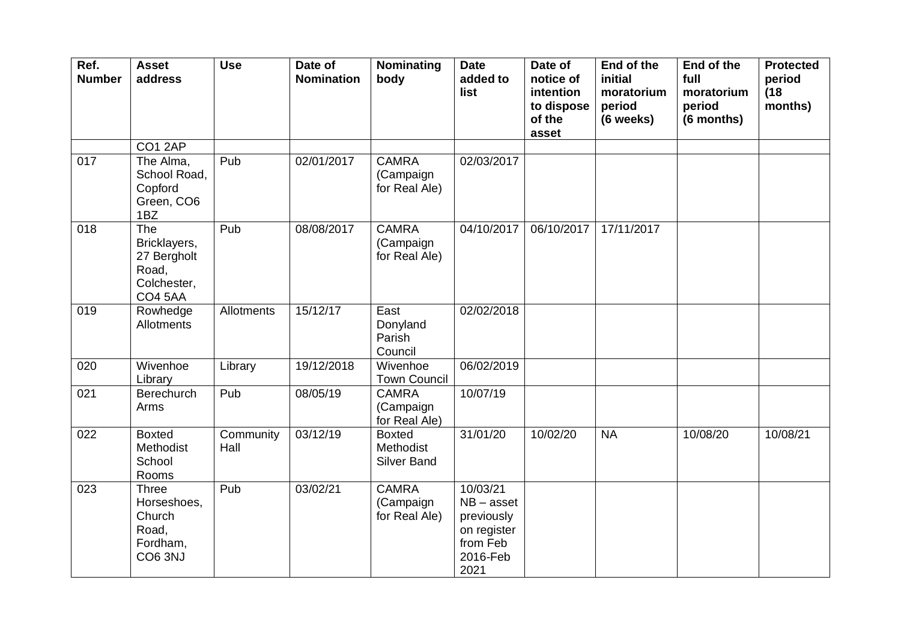| Ref. Number | Asset address | Use | Date of Nomination | Nominating body | Date added to list | Date of notice of intention to dispose of the asset | End of the initial moratorium period (6 weeks) | End of the full moratorium period (6 months) | Protected period (18 months) |
|---|---|---|---|---|---|---|---|---|---|
| | CO1 2AP | | | | | | | | |
| 017 | The Alma, School Road, Copford Green, CO6 1BZ | Pub | 02/01/2017 | CAMRA (Campaign for Real Ale) | 02/03/2017 | | | | |
| 018 | The Bricklayers, 27 Bergholt Road, Colchester, CO4 5AA | Pub | 08/08/2017 | CAMRA (Campaign for Real Ale) | 04/10/2017 | 06/10/2017 | 17/11/2017 | | |
| 019 | Rowhedge Allotments | Allotments | 15/12/17 | East Donyland Parish Council | 02/02/2018 | | | | |
| 020 | Wivenhoe Library | Library | 19/12/2018 | Wivenhoe Town Council | 06/02/2019 | | | | |
| 021 | Berechurch Arms | Pub | 08/05/19 | CAMRA (Campaign for Real Ale) | 10/07/19 | | | | |
| 022 | Boxted Methodist School Rooms | Community Hall | 03/12/19 | Boxted Methodist Silver Band | 31/01/20 | 10/02/20 | NA | 10/08/20 | 10/08/21 |
| 023 | Three Horseshoes, Church Road, Fordham, CO6 3NJ | Pub | 03/02/21 | CAMRA (Campaign for Real Ale) | 10/03/21 NB – asset previously on register from Feb 2016-Feb 2021 | | | | |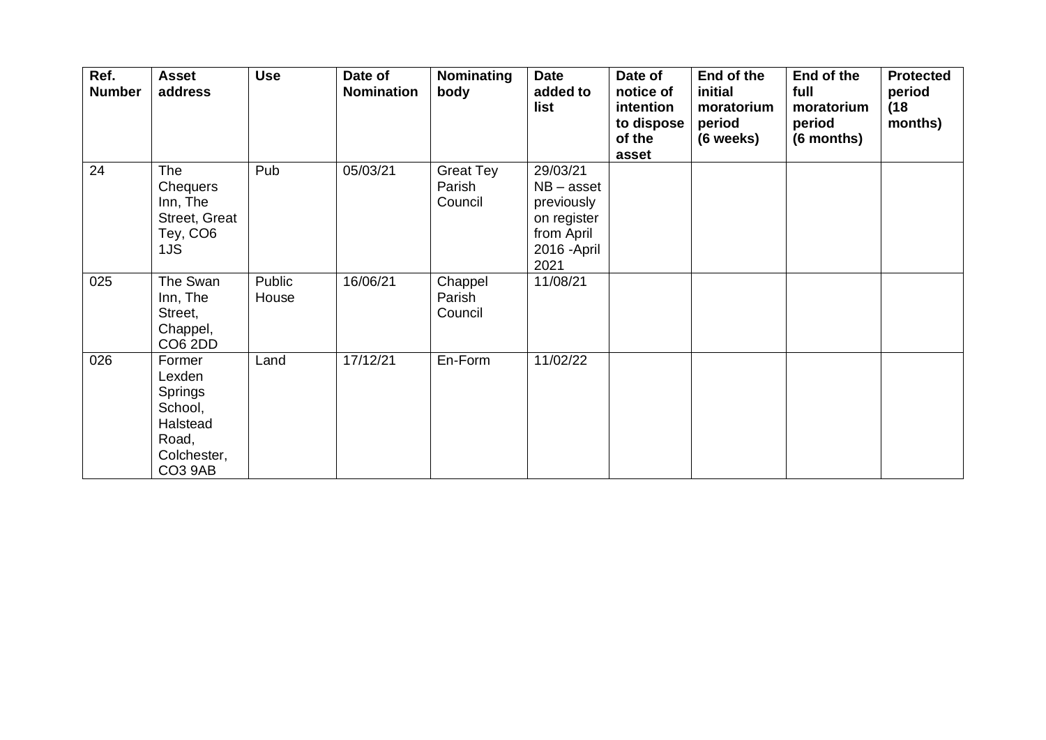| Ref. Number | Asset address | Use | Date of Nomination | Nominating body | Date added to list | Date of notice of intention to dispose of the asset | End of the initial moratorium period (6 weeks) | End of the full moratorium period (6 months) | Protected period (18 months) |
|---|---|---|---|---|---|---|---|---|---|
| 24 | The Chequers Inn, The Street, Great Tey, CO6 1JS | Pub | 05/03/21 | Great Tey Parish Council | 29/03/21 NB – asset previously on register from April 2016 -April 2021 | | | | |
| 025 | The Swan Inn, The Street, Chappel, CO6 2DD | Public House | 16/06/21 | Chappel Parish Council | 11/08/21 | | | | |
| 026 | Former Lexden Springs School, Halstead Road, Colchester, CO3 9AB | Land | 17/12/21 | En-Form | 11/02/22 | | | | |